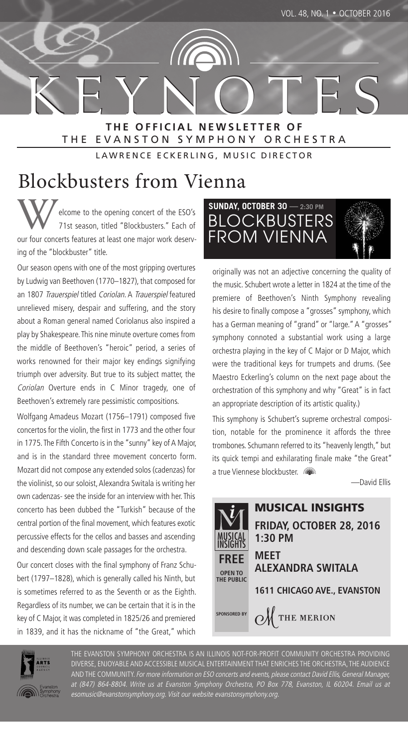# KEYNOTES

**THE OFFICIAL NEWSLETTER OF**
THE EVANSTON SYMPHONY ORCHESTRA

LAWRENCE ECKERLING, MUSIC DIRECTOR

# Blockbusters from Vienna

Welcome to the opening concert of the ESO's 71st season, titled "Blockbusters." Each of our four concerts features at least one major work deserving of the "blockbuster" title.

Our season opens with one of the most gripping overtures by Ludwig van Beethoven (1770–1827), that composed for an 1807 *Trauerspiel* titled *Coriolan*. A *Trauerspiel* featured unrelieved misery, despair and suffering, and the story about a Roman general named Coriolanus also inspired a play by Shakespeare. This nine minute overture comes from the middle of Beethoven's "heroic" period, a series of works renowned for their major key endings signifying triumph over adversity. But true to its subject matter, the *Coriolan* Overture ends in C Minor tragedy, one of Beethoven's extremely rare pessimistic compositions.

Wolfgang Amadeus Mozart (1756–1791) composed five concertos for the violin, the first in 1773 and the other four in 1775. The Fifth Concerto is in the "sunny" key of A Major, and is in the standard three movement concerto form. Mozart did not compose any extended solos (cadenzas) for the violinist, so our soloist, Alexandra Switala is writing her own cadenzas- see the inside for an interview with her. This concerto has been dubbed the "Turkish" because of the central portion of the final movement, which features exotic percussive effects for the cellos and basses and ascending and descending down scale passages for the orchestra.

Our concert closes with the final symphony of Franz Schubert (1797–1828), which is generally called his Ninth, but is sometimes referred to as the Seventh or as the Eighth. Regardless of its number, we can be certain that it is in the key of C Major, it was completed in 1825/26 and premiered in 1839, and it has the nickname of "the Great," which originally was not an adjective concerning the quality of the music. Schubert wrote a letter in 1824 at the time of the premiere of Beethoven's Ninth Symphony revealing his desire to finally compose a "grosses" symphony, which has a German meaning of "grand" or "large." A "grosses" symphony connoted a substantial work using a large orchestra playing in the key of C Major or D Major, which were the traditional keys for trumpets and drums. (See Maestro Eckerling's column on the next page about the orchestration of this symphony and why "Great" is in fact an appropriate description of its artistic quality.)

This symphony is Schubert's supreme orchestral composition, notable for the prominence it affords the three trombones. Schumann referred to its "heavenly length," but its quick tempi and exhilarating finale make "the Great" a true Viennese blockbuster.

—David Ellis

**SUNDAY, OCTOBER 30 — 2:30 PM**
## BLOCKBUSTERS FROM VIENNA

## MUSICAL INSIGHTS

**FRIDAY, OCTOBER 28, 2016**
**1:30 PM**

**FREE**
**OPEN TO THE PUBLIC**

**MEET ALEXANDRA SWITALA**

**1611 CHICAGO AVE., EVANSTON**

SPONSORED BY THE MERION

THE EVANSTON SYMPHONY ORCHESTRA IS AN ILLINOIS NOT-FOR-PROFIT COMMUNITY ORCHESTRA PROVIDING DIVERSE, ENJOYABLE AND ACCESSIBLE MUSICAL ENTERTAINMENT THAT ENRICHES THE ORCHESTRA, THE AUDIENCE AND THE COMMUNITY. *For more information on ESO concerts and events, please contact David Ellis, General Manager, at (847) 864-8804. Write us at Evanston Symphony Orchestra, PO Box 778, Evanston, IL 60204. Email us at esomusic@evanstonsymphony.org. Visit our website evanstonsymphony.org.*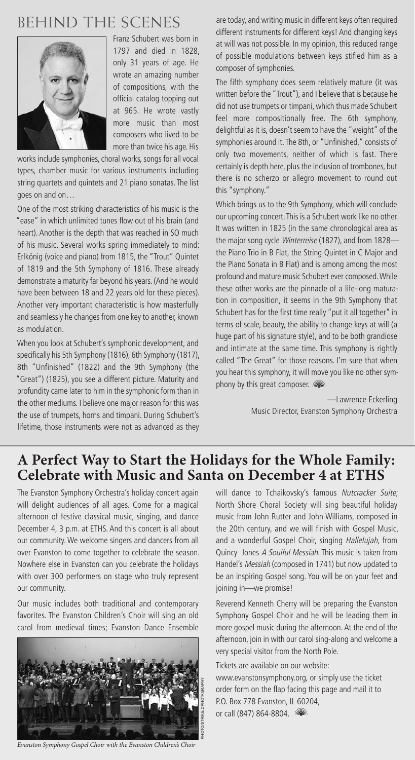## BEHIND THE SCENES

Franz Schubert was born in 1797 and died in 1828, only 31 years of age. He wrote an amazing number of compositions, with the official catalog topping out at 965. He wrote vastly more music than most composers who lived to be more than twice his age. His works include symphonies, choral works, songs for all vocal types, chamber music for various instruments including string quartets and quintets and 21 piano sonatas. The list goes on and on…

One of the most striking characteristics of his music is the "ease" in which unlimited tunes flow out of his brain (and heart). Another is the depth that was reached in SO much of his music. Several works spring immediately to mind: Erlkönig (voice and piano) from 1815, the "Trout" Quintet of 1819 and the 5th Symphony of 1816. These already demonstrate a maturity far beyond his years. (And he would have been between 18 and 22 years old for these pieces). Another very important characteristic is how masterfully and seamlessly he changes from one key to another, known as modulation.

When you look at Schubert's symphonic development, and specifically his 5th Symphony (1816), 6th Symphony (1817), 8th "Unfinished" (1822) and the 9th Symphony (the "Great") (1825), you see a different picture. Maturity and profundity came later to him in the symphonic form than in the other mediums. I believe one major reason for this was the use of trumpets, horns and timpani. During Schubert's lifetime, those instruments were not as advanced as they are today, and writing music in different keys often required different instruments for different keys! And changing keys at will was not possible. In my opinion, this reduced range of possible modulations between keys stifled him as a composer of symphonies.

The fifth symphony does seem relatively mature (it was written before the "Trout"), and I believe that is because he did not use trumpets or timpani, which thus made Schubert feel more compositionally free. The 6th symphony, delightful as it is, doesn't seem to have the "weight" of the symphonies around it. The 8th, or "Unfinished," consists of only two movements, neither of which is fast. There certainly is depth here, plus the inclusion of trombones, but there is no scherzo or allegro movement to round out this "symphony."

Which brings us to the 9th Symphony, which will conclude our upcoming concert. This is a Schubert work like no other. It was written in 1825 (in the same chronological area as the major song cycle *Winterreise* (1827), and from 1828—the Piano Trio in B Flat, the String Quintet in C Major and the Piano Sonata in B Flat) and is among among the most profound and mature music Schubert ever composed. While these other works are the pinnacle of a life-long maturation in composition, it seems in the 9th Symphony that Schubert has for the first time really "put it all together" in terms of scale, beauty, the ability to change keys at will (a huge part of his signature style), and to be both grandiose and intimate at the same time. This symphony is rightly called "The Great" for those reasons. I'm sure that when you hear this symphony, it will move you like no other symphony by this great composer.

—Lawrence Eckerling
Music Director, Evanston Symphony Orchestra

## A Perfect Way to Start the Holidays for the Whole Family: Celebrate with Music and Santa on December 4 at ETHS

The Evanston Symphony Orchestra's holiday concert again will delight audiences of all ages. Come for a magical afternoon of festive classical music, singing, and dance December 4, 3 p.m. at ETHS. And this concert is all about our community. We welcome singers and dancers from all over Evanston to come together to celebrate the season. Nowhere else in Evanston can you celebrate the holidays with over 300 performers on stage who truly represent our community.

Our music includes both traditional and contemporary favorites. The Evanston Children's Choir will sing an old carol from medieval times; Evanston Dance Ensemble will dance to Tchaikovsky's famous *Nutcracker Suite*; North Shore Choral Society will sing beautiful holiday music from John Rutter and John Williams, composed in the 20th century, and we will finish with Gospel Music, and a wonderful Gospel Choir, singing *Hallelujah*, from Quincy Jones *A Soulful Messiah*. This music is taken from Handel's *Messiah* (composed in 1741) but now updated to be an inspiring Gospel song. You will be on your feet and joining in—we promise!

*Evanston Symphony Gospel Choir with the Evanston Children's Choir*

PHOTO/STRIKE 2 PHOTOGRAPHY

Reverend Kenneth Cherry will be preparing the Evanston Symphony Gospel Choir and he will be leading them in more gospel music during the afternoon. At the end of the afternoon, join in with our carol sing-along and welcome a very special visitor from the North Pole.

Tickets are available on our website: www.evanstonsymphony.org, or simply use the ticket order form on the flap facing this page and mail it to P.O. Box 778 Evanston, IL 60204, or call (847) 864-8804.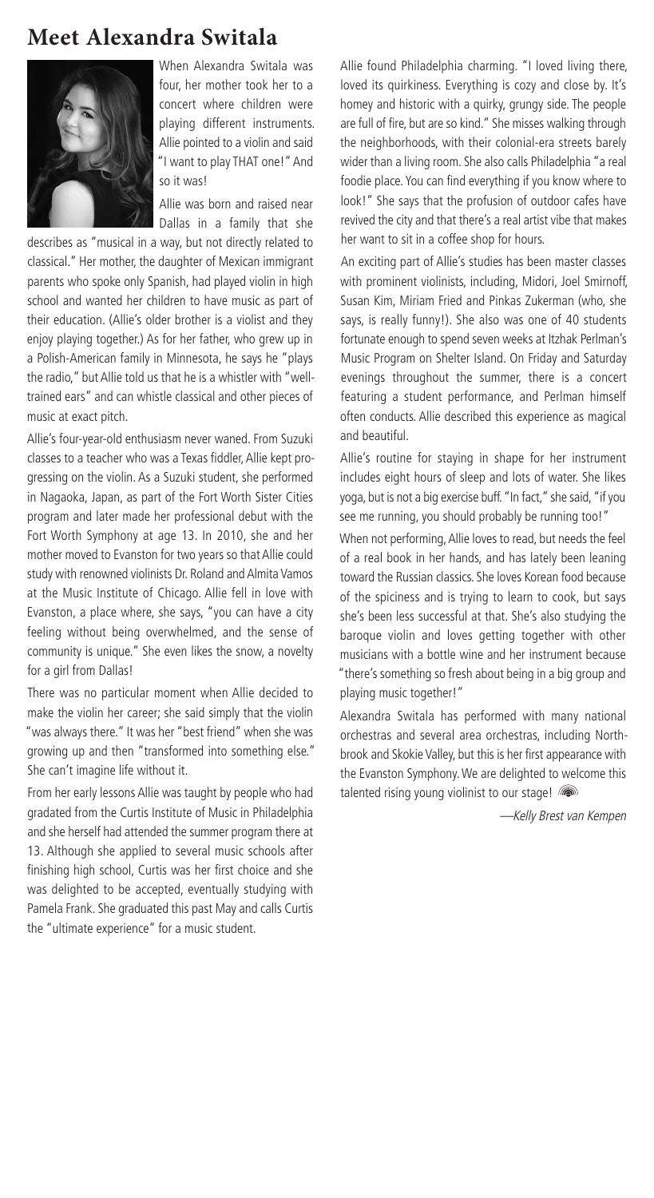# Meet Alexandra Switala

When Alexandra Switala was four, her mother took her to a concert where children were playing different instruments. Allie pointed to a violin and said "I want to play THAT one!" And so it was!

Allie was born and raised near Dallas in a family that she describes as "musical in a way, but not directly related to classical." Her mother, the daughter of Mexican immigrant parents who spoke only Spanish, had played violin in high school and wanted her children to have music as part of their education. (Allie's older brother is a violist and they enjoy playing together.) As for her father, who grew up in a Polish-American family in Minnesota, he says he "plays the radio," but Allie told us that he is a whistler with "well-trained ears" and can whistle classical and other pieces of music at exact pitch.

Allie's four-year-old enthusiasm never waned. From Suzuki classes to a teacher who was a Texas fiddler, Allie kept progressing on the violin. As a Suzuki student, she performed in Nagaoka, Japan, as part of the Fort Worth Sister Cities program and later made her professional debut with the Fort Worth Symphony at age 13. In 2010, she and her mother moved to Evanston for two years so that Allie could study with renowned violinists Dr. Roland and Almita Vamos at the Music Institute of Chicago. Allie fell in love with Evanston, a place where, she says, "you can have a city feeling without being overwhelmed, and the sense of community is unique." She even likes the snow, a novelty for a girl from Dallas!

There was no particular moment when Allie decided to make the violin her career; she said simply that the violin "was always there." It was her "best friend" when she was growing up and then "transformed into something else." She can't imagine life without it.

From her early lessons Allie was taught by people who had gradated from the Curtis Institute of Music in Philadelphia and she herself had attended the summer program there at 13. Although she applied to several music schools after finishing high school, Curtis was her first choice and she was delighted to be accepted, eventually studying with Pamela Frank. She graduated this past May and calls Curtis the "ultimate experience" for a music student.

Allie found Philadelphia charming. "I loved living there, loved its quirkiness. Everything is cozy and close by. It's homey and historic with a quirky, grungy side. The people are full of fire, but are so kind." She misses walking through the neighborhoods, with their colonial-era streets barely wider than a living room. She also calls Philadelphia "a real foodie place. You can find everything if you know where to look!" She says that the profusion of outdoor cafes have revived the city and that there's a real artist vibe that makes her want to sit in a coffee shop for hours.

An exciting part of Allie's studies has been master classes with prominent violinists, including, Midori, Joel Smirnoff, Susan Kim, Miriam Fried and Pinkas Zukerman (who, she says, is really funny!). She also was one of 40 students fortunate enough to spend seven weeks at Itzhak Perlman's Music Program on Shelter Island. On Friday and Saturday evenings throughout the summer, there is a concert featuring a student performance, and Perlman himself often conducts. Allie described this experience as magical and beautiful.

Allie's routine for staying in shape for her instrument includes eight hours of sleep and lots of water. She likes yoga, but is not a big exercise buff. "In fact," she said, "if you see me running, you should probably be running too!"

When not performing, Allie loves to read, but needs the feel of a real book in her hands, and has lately been leaning toward the Russian classics. She loves Korean food because of the spiciness and is trying to learn to cook, but says she's been less successful at that. She's also studying the baroque violin and loves getting together with other musicians with a bottle wine and her instrument because "there's something so fresh about being in a big group and playing music together!"

Alexandra Switala has performed with many national orchestras and several area orchestras, including Northbrook and Skokie Valley, but this is her first appearance with the Evanston Symphony. We are delighted to welcome this talented rising young violinist to our stage!

*—Kelly Brest van Kempen*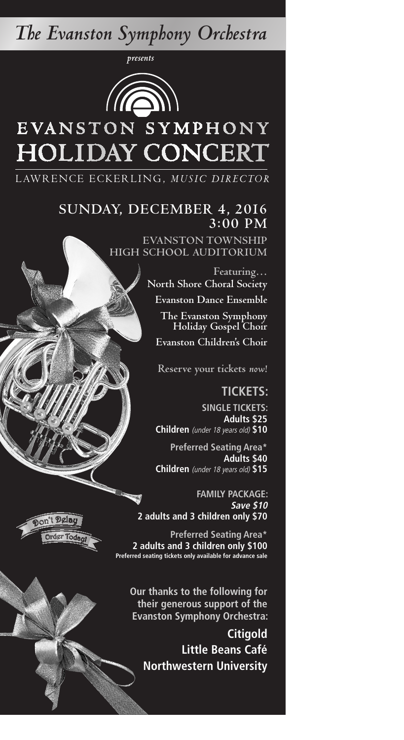# *The Evanston Symphony Orchestra*

*presents*

# EVANSTON SYMPHONY HOLIDAY CONCERT

LAWRENCE ECKERLING, *MUSIC DIRECTOR*

## SUNDAY, DECEMBER 4, 2016
## 3:00 PM

EVANSTON TOWNSHIP HIGH SCHOOL AUDITORIUM

Featuring…

**North Shore Choral Society**

**Evanston Dance Ensemble**

**The Evanston Symphony Holiday Gospel Choir**

**Evanston Children's Choir**

Reserve your tickets *now!*

## TICKETS:

**SINGLE TICKETS:**

**Adults $25**

**Children** *(under 18 years old)* **$10**

**Preferred Seating Area\***

**Adults $40**

**Children** *(under 18 years old)* **$15**

**FAMILY PACKAGE:**

***Save $10***

**2 adults and 3 children only $70**

**Preferred Seating Area\***

**2 adults and 3 children only $100**

**Preferred seating tickets only available for advance sale**

Don't Delay

Order Today!

**Our thanks to the following for their generous support of the Evanston Symphony Orchestra:**

**Citigold**

**Little Beans Café**

**Northwestern University**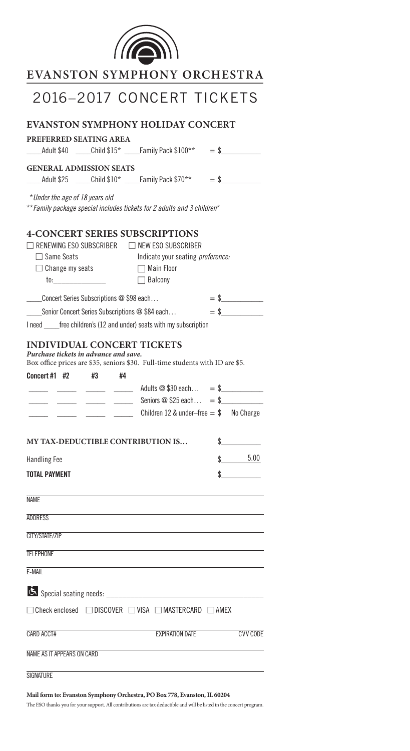# EVANSTON SYMPHONY ORCHESTRA

# 2016–2017 CONCERT TICKETS

## EVANSTON SYMPHONY HOLIDAY CONCERT

**PREFERRED SEATING AREA**

____Adult $40 ____Child $15* ____Family Pack $100** = $__________

**GENERAL ADMISSION SEATS**

____Adult $25 ____Child $10* ____Family Pack $70** = $__________

*\*Under the age of 18 years old*

*\*\*Family package special includes tickets for 2 adults and 3 children\**

## 4-CONCERT SERIES SUBSCRIPTIONS

☐ RENEWING ESO SUBSCRIBER ☐ NEW ESO SUBSCRIBER

☐ Same Seats

☐ Change my seats

to:______________

Indicate your seating *preference:*

☐ Main Floor

☐ Balcony

____Concert Series Subscriptions @ $98 each… = $__________

____Senior Concert Series Subscriptions @ $84 each… = $__________

I need ____free children's (12 and under) seats with my subscription

## INDIVIDUAL CONCERT TICKETS

***Purchase tickets in advance and save.***

Box office prices are $35, seniors $30. Full-time students with ID are $5.

| Concert #1 | #2 | #3 | #4 | | |
|---|---|---|---|---|---|
| ____ | ____ | ____ | ____ | Adults @ $30 each… | = $__________ |
| ____ | ____ | ____ | ____ | Seniors @ $25 each… | = $__________ |
| ____ | ____ | ____ | ____ | Children 12 & under–free = | $ No Charge |

**MY TAX-DEDUCTIBLE CONTRIBUTION IS…** $__________

Handling Fee $ 5.00

**TOTAL PAYMENT** $__________

NAME

ADDRESS

CITY/STATE/ZIP

TELEPHONE

E-MAIL

Special seating needs: ______________________________

☐ Check enclosed ☐ DISCOVER ☐ VISA ☐ MASTERCARD ☐ AMEX

CARD ACCT# EXPIRATION DATE CVV CODE

NAME AS IT APPEARS ON CARD

SIGNATURE

**Mail form to: Evanston Symphony Orchestra, PO Box 778, Evanston, IL 60204**

The ESO thanks you for your support. All contributions are tax deductible and will be listed in the concert program.